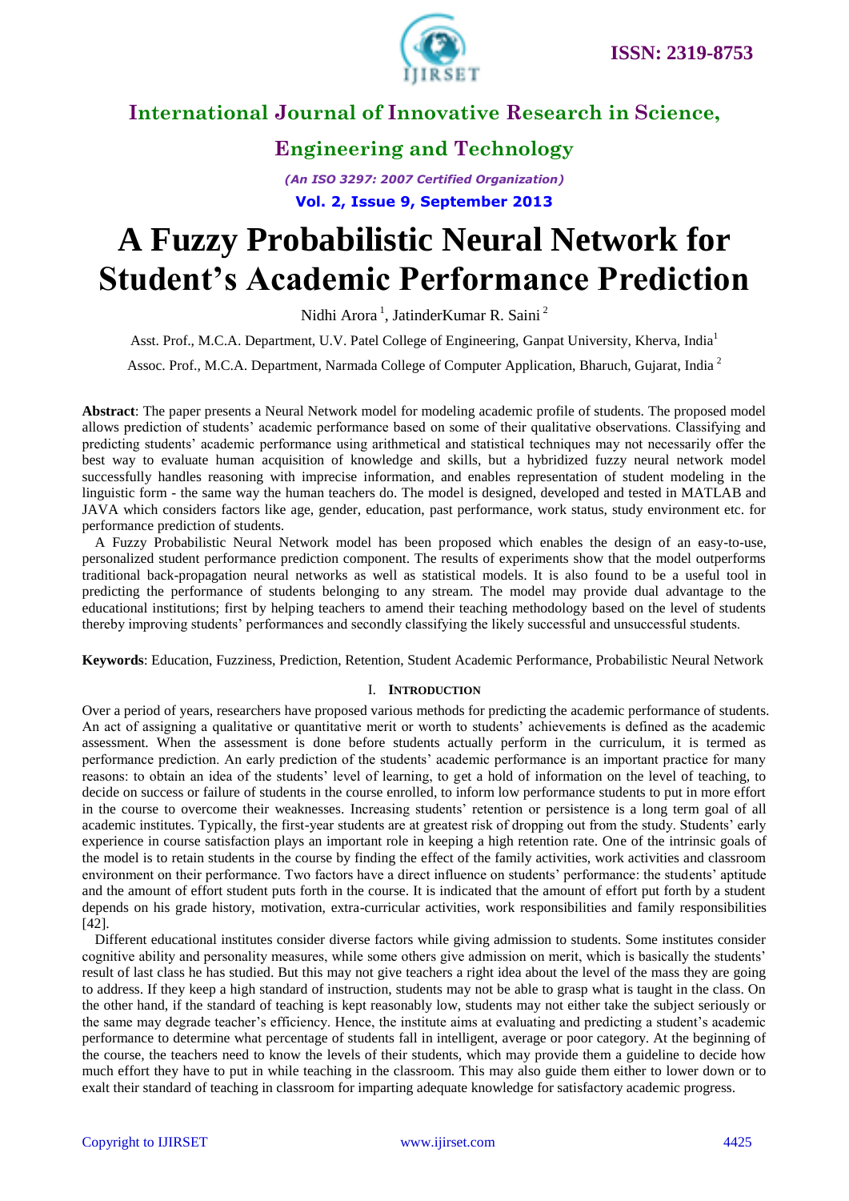# A Fuzzy Probabilistic Neural Network for Student's Academic Performance Prediction

Nidhi Arora [1], JatinderKumar R. Saini [2]

Asst. Prof., M.C.A. Department, U.V. Patel College of Engineering, Ganpat University, Kherva, India[1]

Assoc. Prof., M.C.A. Department, Narmada College of Computer Application, Bharuch, Gujarat, India [2]

**Abstract**: The paper presents a Neural Network model for modeling academic profile of students. The proposed model allows prediction of students' academic performance based on some of their qualitative observations. Classifying and predicting students' academic performance using arithmetical and statistical techniques may not necessarily offer the best way to evaluate human acquisition of knowledge and skills, but a hybridized fuzzy neural network model successfully handles reasoning with imprecise information, and enables representation of student modeling in the linguistic form - the same way the human teachers do. The model is designed, developed and tested in MATLAB and JAVA which considers factors like age, gender, education, past performance, work status, study environment etc. for performance prediction of students.

A Fuzzy Probabilistic Neural Network model has been proposed which enables the design of an easy-to-use, personalized student performance prediction component. The results of experiments show that the model outperforms traditional back-propagation neural networks as well as statistical models. It is also found to be a useful tool in predicting the performance of students belonging to any stream. The model may provide dual advantage to the educational institutions; first by helping teachers to amend their teaching methodology based on the level of students thereby improving students' performances and secondly classifying the likely successful and unsuccessful students.

**Keywords**: Education, Fuzziness, Prediction, Retention, Student Academic Performance, Probabilistic Neural Network

## I. Introduction

Over a period of years, researchers have proposed various methods for predicting the academic performance of students. An act of assigning a qualitative or quantitative merit or worth to students' achievements is defined as the academic assessment. When the assessment is done before students actually perform in the curriculum, it is termed as performance prediction. An early prediction of the students' academic performance is an important practice for many reasons: to obtain an idea of the students' level of learning, to get a hold of information on the level of teaching, to decide on success or failure of students in the course enrolled, to inform low performance students to put in more effort in the course to overcome their weaknesses. Increasing students' retention or persistence is a long term goal of all academic institutes. Typically, the first-year students are at greatest risk of dropping out from the study. Students' early experience in course satisfaction plays an important role in keeping a high retention rate. One of the intrinsic goals of the model is to retain students in the course by finding the effect of the family activities, work activities and classroom environment on their performance. Two factors have a direct influence on students' performance: the students' aptitude and the amount of effort student puts forth in the course. It is indicated that the amount of effort put forth by a student depends on his grade history, motivation, extra-curricular activities, work responsibilities and family responsibilities [42].

Different educational institutes consider diverse factors while giving admission to students. Some institutes consider cognitive ability and personality measures, while some others give admission on merit, which is basically the students' result of last class he has studied. But this may not give teachers a right idea about the level of the mass they are going to address. If they keep a high standard of instruction, students may not be able to grasp what is taught in the class. On the other hand, if the standard of teaching is kept reasonably low, students may not either take the subject seriously or the same may degrade teacher's efficiency. Hence, the institute aims at evaluating and predicting a student's academic performance to determine what percentage of students fall in intelligent, average or poor category. At the beginning of the course, the teachers need to know the levels of their students, which may provide them a guideline to decide how much effort they have to put in while teaching in the classroom. This may also guide them either to lower down or to exalt their standard of teaching in classroom for imparting adequate knowledge for satisfactory academic progress.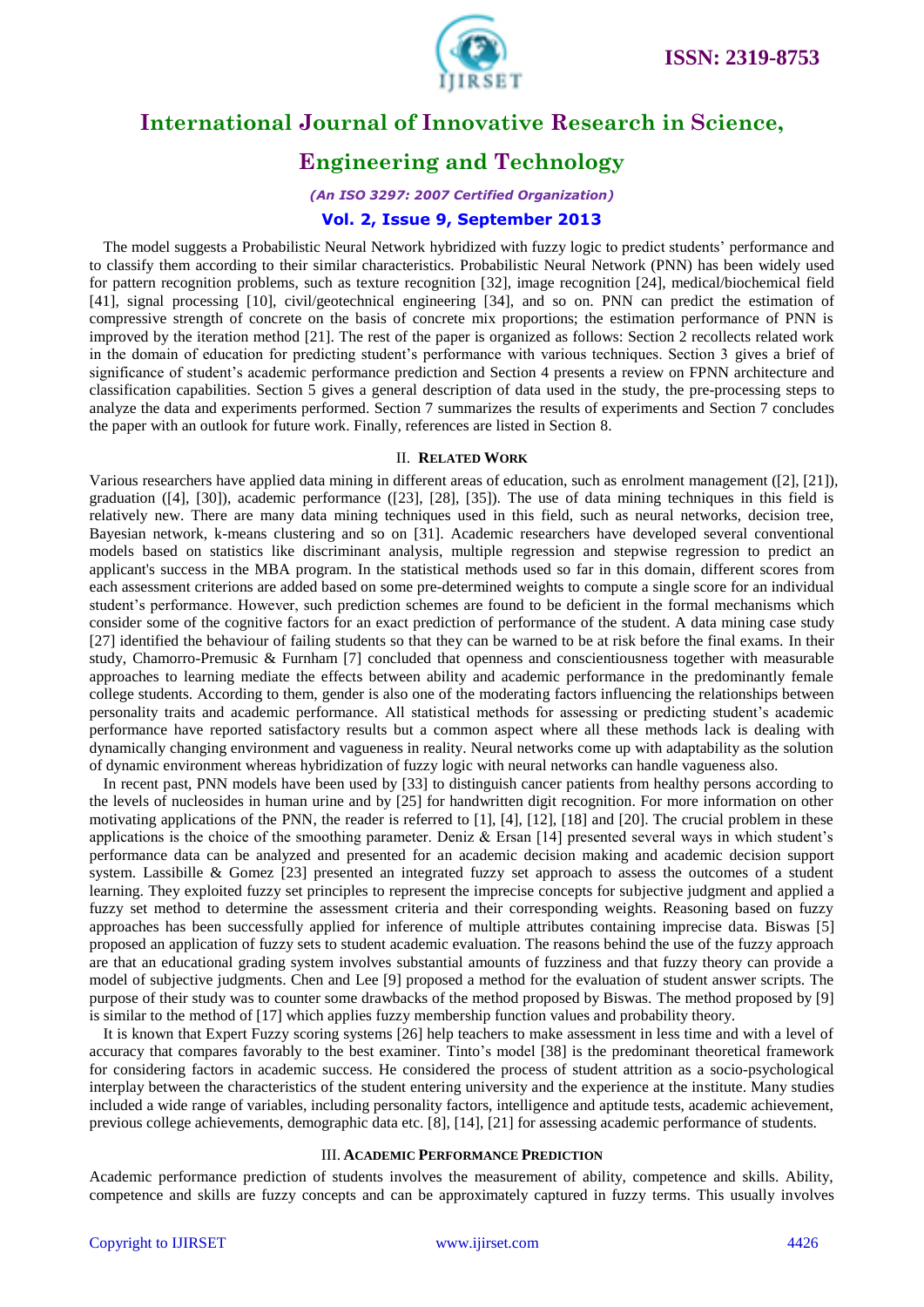The model suggests a Probabilistic Neural Network hybridized with fuzzy logic to predict students' performance and to classify them according to their similar characteristics. Probabilistic Neural Network (PNN) has been widely used for pattern recognition problems, such as texture recognition [32], image recognition [24], medical/biochemical field [41], signal processing [10], civil/geotechnical engineering [34], and so on. PNN can predict the estimation of compressive strength of concrete on the basis of concrete mix proportions; the estimation performance of PNN is improved by the iteration method [21]. The rest of the paper is organized as follows: Section 2 recollects related work in the domain of education for predicting student's performance with various techniques. Section 3 gives a brief of significance of student's academic performance prediction and Section 4 presents a review on FPNN architecture and classification capabilities. Section 5 gives a general description of data used in the study, the pre-processing steps to analyze the data and experiments performed. Section 7 summarizes the results of experiments and Section 7 concludes the paper with an outlook for future work. Finally, references are listed in Section 8.

## II. Related Work

Various researchers have applied data mining in different areas of education, such as enrolment management ([2], [21]), graduation ([4], [30]), academic performance ([23], [28], [35]). The use of data mining techniques in this field is relatively new. There are many data mining techniques used in this field, such as neural networks, decision tree, Bayesian network, k-means clustering and so on [31]. Academic researchers have developed several conventional models based on statistics like discriminant analysis, multiple regression and stepwise regression to predict an applicant's success in the MBA program. In the statistical methods used so far in this domain, different scores from each assessment criterions are added based on some pre-determined weights to compute a single score for an individual student's performance. However, such prediction schemes are found to be deficient in the formal mechanisms which consider some of the cognitive factors for an exact prediction of performance of the student. A data mining case study [27] identified the behaviour of failing students so that they can be warned to be at risk before the final exams. In their study, Chamorro-Premusic & Furnham [7] concluded that openness and conscientiousness together with measurable approaches to learning mediate the effects between ability and academic performance in the predominantly female college students. According to them, gender is also one of the moderating factors influencing the relationships between personality traits and academic performance. All statistical methods for assessing or predicting student's academic performance have reported satisfactory results but a common aspect where all these methods lack is dealing with dynamically changing environment and vagueness in reality. Neural networks come up with adaptability as the solution of dynamic environment whereas hybridization of fuzzy logic with neural networks can handle vagueness also.

In recent past, PNN models have been used by [33] to distinguish cancer patients from healthy persons according to the levels of nucleosides in human urine and by [25] for handwritten digit recognition. For more information on other motivating applications of the PNN, the reader is referred to [1], [4], [12], [18] and [20]. The crucial problem in these applications is the choice of the smoothing parameter. Deniz & Ersan [14] presented several ways in which student's performance data can be analyzed and presented for an academic decision making and academic decision support system. Lassibille & Gomez [23] presented an integrated fuzzy set approach to assess the outcomes of a student learning. They exploited fuzzy set principles to represent the imprecise concepts for subjective judgment and applied a fuzzy set method to determine the assessment criteria and their corresponding weights. Reasoning based on fuzzy approaches has been successfully applied for inference of multiple attributes containing imprecise data. Biswas [5] proposed an application of fuzzy sets to student academic evaluation. The reasons behind the use of the fuzzy approach are that an educational grading system involves substantial amounts of fuzziness and that fuzzy theory can provide a model of subjective judgments. Chen and Lee [9] proposed a method for the evaluation of student answer scripts. The purpose of their study was to counter some drawbacks of the method proposed by Biswas. The method proposed by [9] is similar to the method of [17] which applies fuzzy membership function values and probability theory.

It is known that Expert Fuzzy scoring systems [26] help teachers to make assessment in less time and with a level of accuracy that compares favorably to the best examiner. Tinto's model [38] is the predominant theoretical framework for considering factors in academic success. He considered the process of student attrition as a socio-psychological interplay between the characteristics of the student entering university and the experience at the institute. Many studies included a wide range of variables, including personality factors, intelligence and aptitude tests, academic achievement, previous college achievements, demographic data etc. [8], [14], [21] for assessing academic performance of students.

## III. Academic Performance Prediction

Academic performance prediction of students involves the measurement of ability, competence and skills. Ability, competence and skills are fuzzy concepts and can be approximately captured in fuzzy terms. This usually involves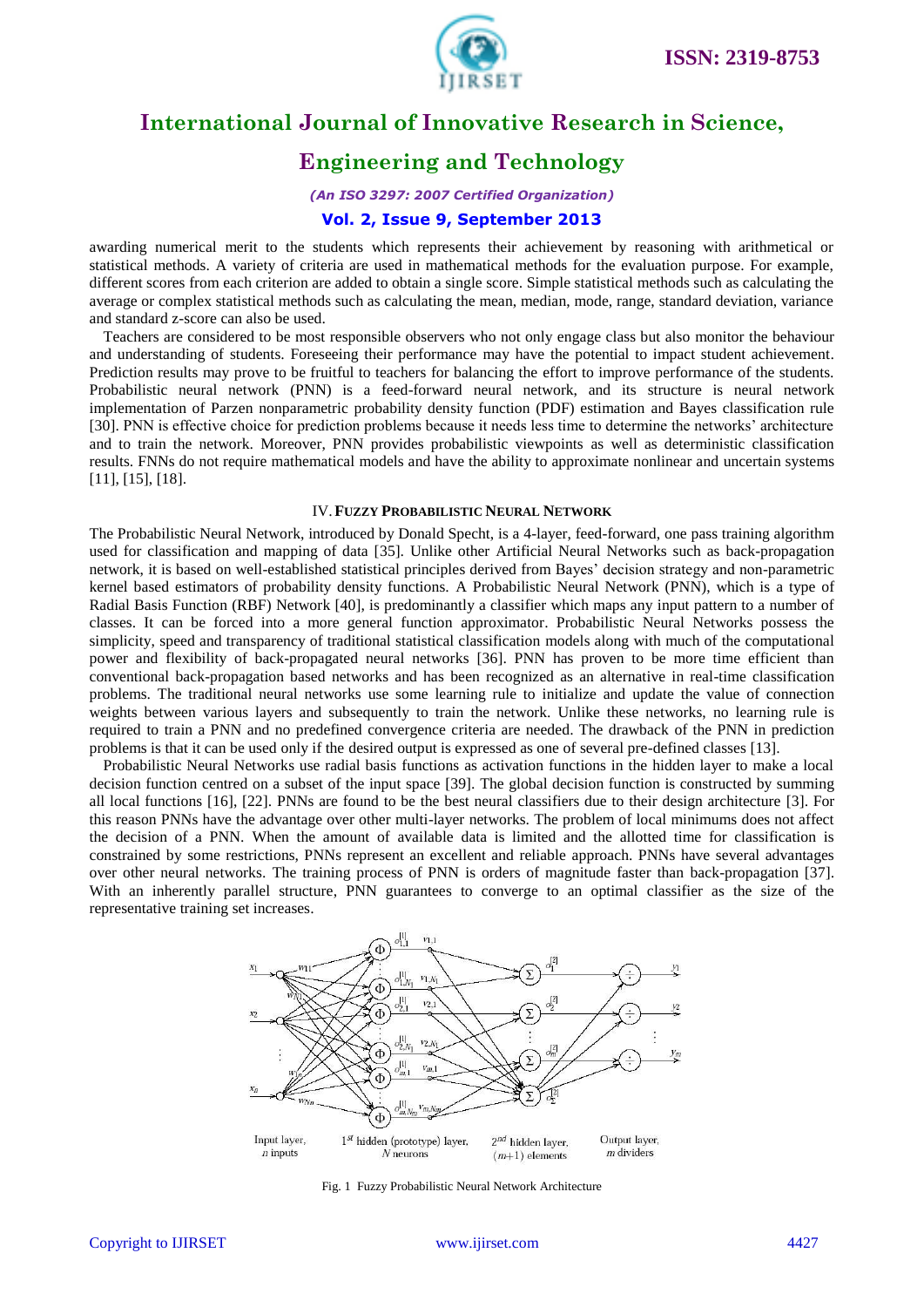awarding numerical merit to the students which represents their achievement by reasoning with arithmetical or statistical methods. A variety of criteria are used in mathematical methods for the evaluation purpose. For example, different scores from each criterion are added to obtain a single score. Simple statistical methods such as calculating the average or complex statistical methods such as calculating the mean, median, mode, range, standard deviation, variance and standard z-score can also be used.

Teachers are considered to be most responsible observers who not only engage class but also monitor the behaviour and understanding of students. Foreseeing their performance may have the potential to impact student achievement. Prediction results may prove to be fruitful to teachers for balancing the effort to improve performance of the students. Probabilistic neural network (PNN) is a feed-forward neural network, and its structure is neural network implementation of Parzen nonparametric probability density function (PDF) estimation and Bayes classification rule [30]. PNN is effective choice for prediction problems because it needs less time to determine the networks' architecture and to train the network. Moreover, PNN provides probabilistic viewpoints as well as deterministic classification results. FNNs do not require mathematical models and have the ability to approximate nonlinear and uncertain systems [11], [15], [18].

## IV. Fuzzy Probabilistic Neural Network

The Probabilistic Neural Network, introduced by Donald Specht, is a 4-layer, feed-forward, one pass training algorithm used for classification and mapping of data [35]. Unlike other Artificial Neural Networks such as back-propagation network, it is based on well-established statistical principles derived from Bayes' decision strategy and non-parametric kernel based estimators of probability density functions. A Probabilistic Neural Network (PNN), which is a type of Radial Basis Function (RBF) Network [40], is predominantly a classifier which maps any input pattern to a number of classes. It can be forced into a more general function approximator. Probabilistic Neural Networks possess the simplicity, speed and transparency of traditional statistical classification models along with much of the computational power and flexibility of back-propagated neural networks [36]. PNN has proven to be more time efficient than conventional back-propagation based networks and has been recognized as an alternative in real-time classification problems. The traditional neural networks use some learning rule to initialize and update the value of connection weights between various layers and subsequently to train the network. Unlike these networks, no learning rule is required to train a PNN and no predefined convergence criteria are needed. The drawback of the PNN in prediction problems is that it can be used only if the desired output is expressed as one of several pre-defined classes [13].

Probabilistic Neural Networks use radial basis functions as activation functions in the hidden layer to make a local decision function centred on a subset of the input space [39]. The global decision function is constructed by summing all local functions [16], [22]. PNNs are found to be the best neural classifiers due to their design architecture [3]. For this reason PNNs have the advantage over other multi-layer networks. The problem of local minimums does not affect the decision of a PNN. When the amount of available data is limited and the allotted time for classification is constrained by some restrictions, PNNs represent an excellent and reliable approach. PNNs have several advantages over other neural networks. The training process of PNN is orders of magnitude faster than back-propagation [37]. With an inherently parallel structure, PNN guarantees to converge to an optimal classifier as the size of the representative training set increases.

Fig. 1 Fuzzy Probabilistic Neural Network Architecture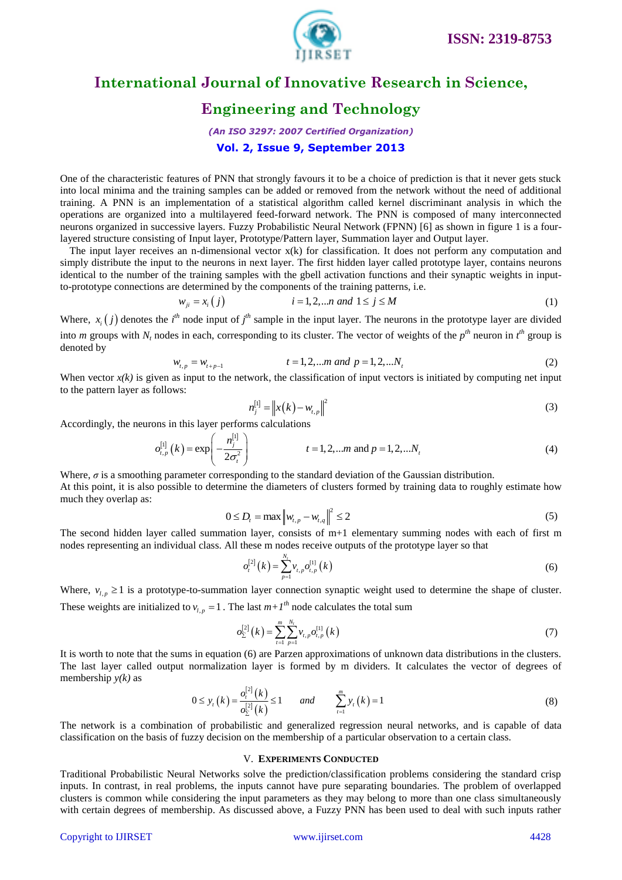One of the characteristic features of PNN that strongly favours it to be a choice of prediction is that it never gets stuck into local minima and the training samples can be added or removed from the network without the need of additional training. A PNN is an implementation of a statistical algorithm called kernel discriminant analysis in which the operations are organized into a multilayered feed-forward network. The PNN is composed of many interconnected neurons organized in successive layers. Fuzzy Probabilistic Neural Network (FPNN) [6] as shown in figure 1 is a four-layered structure consisting of Input layer, Prototype/Pattern layer, Summation layer and Output layer.

The input layer receives an n-dimensional vector x(k) for classification. It does not perform any computation and simply distribute the input to the neurons in next layer. The first hidden layer called prototype layer, contains neurons identical to the number of the training samples with the gbell activation functions and their synaptic weights in input-to-prototype connections are determined by the components of the training patterns, i.e.

$$w_{ji} = x_i(j) \qquad i = 1,2,...n \text{ and } 1 \le j \le M \tag{1}$$

Where, $x_i(j)$ denotes the $i^{th}$ node input of $j^{th}$ sample in the input layer. The neurons in the prototype layer are divided into $m$ groups with $N_t$ nodes in each, corresponding to its cluster. The vector of weights of the $p^{th}$ neuron in $t^{th}$ group is denoted by

$$w_{t,p} = w_{t+p-1} \qquad t = 1,2,...m \text{ and } p = 1,2,...N_t \tag{2}$$

When vector $x(k)$ is given as input to the network, the classification of input vectors is initiated by computing net input to the pattern layer as follows:

$$n_j^{[1]} = \left\| x(k) - w_{t,p} \right\|^2 \tag{3}$$

Accordingly, the neurons in this layer performs calculations

$$o_{t,p}^{[1]}(k) = \exp\left( -\frac{n_j^{[1]}}{2\sigma_t^2} \right) \qquad t = 1,2,...m \text{ and } p = 1,2,...N_t \tag{4}$$

Where, $\sigma$ is a smoothing parameter corresponding to the standard deviation of the Gaussian distribution.
At this point, it is also possible to determine the diameters of clusters formed by training data to roughly estimate how much they overlap as:

$$0 \le D_t = \max \left\| w_{t,p} - w_{t,q} \right\|^2 \le 2 \tag{5}$$

The second hidden layer called summation layer, consists of m+1 elementary summing nodes with each of first m nodes representing an individual class. All these m nodes receive outputs of the prototype layer so that

$$o_t^{[2]}(k) = \sum_{p=1}^{N_t} v_{t,p} o_{t,p}^{[1]}(k) \tag{6}$$

Where, $v_{l,p} \ge 1$ is a prototype-to-summation layer connection synaptic weight used to determine the shape of cluster. These weights are initialized to $v_{l,p} = 1$. The last $m+1^{th}$ node calculates the total sum

$$o_{\Sigma}^{[2]}(k) = \sum_{t=1}^{m} \sum_{p=1}^{N_t} v_{t,p} o_{t,p}^{[1]}(k) \tag{7}$$

It is worth to note that the sums in equation (6) are Parzen approximations of unknown data distributions in the clusters. The last layer called output normalization layer is formed by m dividers. It calculates the vector of degrees of membership $y(k)$ as

$$0 \le y_t(k) = \frac{o_t^{[2]}(k)}{o_{\Sigma}^{[2]}(k)} \le 1 \qquad \text{and} \qquad \sum_{t=1}^{m} y_t(k) = 1 \tag{8}$$

The network is a combination of probabilistic and generalized regression neural networks, and is capable of data classification on the basis of fuzzy decision on the membership of a particular observation to a certain class.

## V. Experiments Conducted

Traditional Probabilistic Neural Networks solve the prediction/classification problems considering the standard crisp inputs. In contrast, in real problems, the inputs cannot have pure separating boundaries. The problem of overlapped clusters is common while considering the input parameters as they may belong to more than one class simultaneously with certain degrees of membership. As discussed above, a Fuzzy PNN has been used to deal with such inputs rather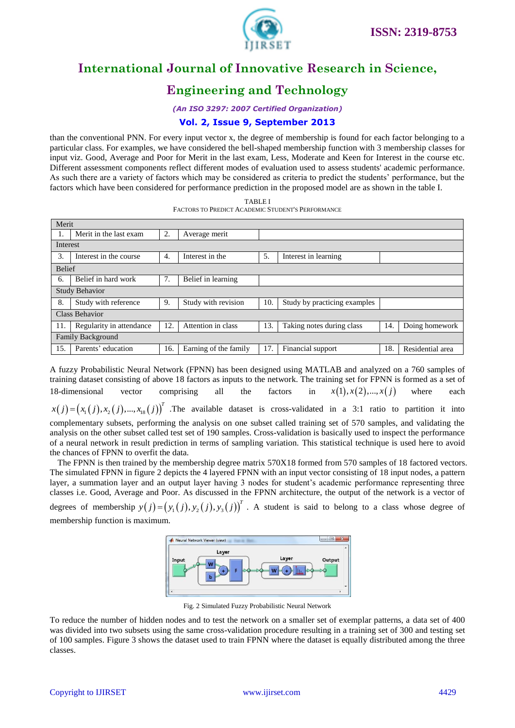than the conventional PNN. For every input vector x, the degree of membership is found for each factor belonging to a particular class. For examples, we have considered the bell-shaped membership function with 3 membership classes for input viz. Good, Average and Poor for Merit in the last exam, Less, Moderate and Keen for Interest in the course etc. Different assessment components reflect different modes of evaluation used to assess students' academic performance. As such there are a variety of factors which may be considered as criteria to predict the students' performance, but the factors which have been considered for performance prediction in the proposed model are as shown in the table I.

TABLE I
FACTORS TO PREDICT ACADEMIC STUDENT'S PERFORMANCE

| Merit | | | | | | | |
|---|---|---|---|---|---|---|---|
| 1. | Merit in the last exam | 2. | Average merit | | | | |
| Interest | | | | | | | |
| 3. | Interest in the course | 4. | Interest in the | 5. | Interest in learning | | |
| Belief | | | | | | | |
| 6. | Belief in hard work | 7. | Belief in learning | | | | |
| Study Behavior | | | | | | | |
| 8. | Study with reference | 9. | Study with revision | 10. | Study by practicing examples | | |
| Class Behavior | | | | | | | |
| 11. | Regularity in attendance | 12. | Attention in class | 13. | Taking notes during class | 14. | Doing homework |
| Family Background | | | | | | | |
| 15. | Parents' education | 16. | Earning of the family | 17. | Financial support | 18. | Residential area |

A fuzzy Probabilistic Neural Network (FPNN) has been designed using MATLAB and analyzed on a 760 samples of training dataset consisting of above 18 factors as inputs to the network. The training set for FPNN is formed as a set of 18-dimensional vector comprising all the factors in $x(1), x(2), ..., x(j)$ where each $x(j) = (x_1(j), x_2(j), ..., x_{18}(j))^T$ .The available dataset is cross-validated in a 3:1 ratio to partition it into complementary subsets, performing the analysis on one subset called training set of 570 samples, and validating the analysis on the other subset called test set of 190 samples. Cross-validation is basically used to inspect the performance of a neural network in result prediction in terms of sampling variation. This statistical technique is used here to avoid the chances of FPNN to overfit the data.

The FPNN is then trained by the membership degree matrix 570X18 formed from 570 samples of 18 factored vectors. The simulated FPNN in figure 2 depicts the 4 layered FPNN with an input vector consisting of 18 input nodes, a pattern layer, a summation layer and an output layer having 3 nodes for student's academic performance representing three classes i.e. Good, Average and Poor. As discussed in the FPNN architecture, the output of the network is a vector of degrees of membership $y(j) = (y_1(j), y_2(j), y_3(j))^T$ . A student is said to belong to a class whose degree of membership function is maximum.

Fig. 2 Simulated Fuzzy Probabilistic Neural Network

To reduce the number of hidden nodes and to test the network on a smaller set of exemplar patterns, a data set of 400 was divided into two subsets using the same cross-validation procedure resulting in a training set of 300 and testing set of 100 samples. Figure 3 shows the dataset used to train FPNN where the dataset is equally distributed among the three classes.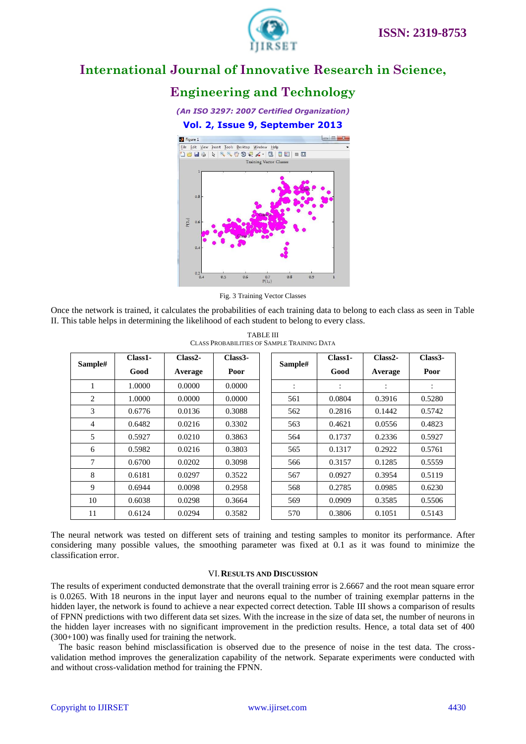Fig. 3 Training Vector Classes

Once the network is trained, it calculates the probabilities of each training data to belong to each class as seen in Table II. This table helps in determining the likelihood of each student to belong to every class.

TABLE III
CLASS PROBABILITIES OF SAMPLE TRAINING DATA

| Sample# | Class1-Good | Class2-Average | Class3-Poor | Sample# | Class1-Good | Class2-Average | Class3-Poor |
|---|---|---|---|---|---|---|---|
| 1 | 1.0000 | 0.0000 | 0.0000 | : | : | : | : |
| 2 | 1.0000 | 0.0000 | 0.0000 | 561 | 0.0804 | 0.3916 | 0.5280 |
| 3 | 0.6776 | 0.0136 | 0.3088 | 562 | 0.2816 | 0.1442 | 0.5742 |
| 4 | 0.6482 | 0.0216 | 0.3302 | 563 | 0.4621 | 0.0556 | 0.4823 |
| 5 | 0.5927 | 0.0210 | 0.3863 | 564 | 0.1737 | 0.2336 | 0.5927 |
| 6 | 0.5982 | 0.0216 | 0.3803 | 565 | 0.1317 | 0.2922 | 0.5761 |
| 7 | 0.6700 | 0.0202 | 0.3098 | 566 | 0.3157 | 0.1285 | 0.5559 |
| 8 | 0.6181 | 0.0297 | 0.3522 | 567 | 0.0927 | 0.3954 | 0.5119 |
| 9 | 0.6944 | 0.0098 | 0.2958 | 568 | 0.2785 | 0.0985 | 0.6230 |
| 10 | 0.6038 | 0.0298 | 0.3664 | 569 | 0.0909 | 0.3585 | 0.5506 |
| 11 | 0.6124 | 0.0294 | 0.3582 | 570 | 0.3806 | 0.1051 | 0.5143 |

The neural network was tested on different sets of training and testing samples to monitor its performance. After considering many possible values, the smoothing parameter was fixed at 0.1 as it was found to minimize the classification error.

## VI. RESULTS AND DISCUSSION

The results of experiment conducted demonstrate that the overall training error is 2.6667 and the root mean square error is 0.0265. With 18 neurons in the input layer and neurons equal to the number of training exemplar patterns in the hidden layer, the network is found to achieve a near expected correct detection. Table III shows a comparison of results of FPNN predictions with two different data set sizes. With the increase in the size of data set, the number of neurons in the hidden layer increases with no significant improvement in the prediction results. Hence, a total data set of 400 (300+100) was finally used for training the network.

The basic reason behind misclassification is observed due to the presence of noise in the test data. The cross-validation method improves the generalization capability of the network. Separate experiments were conducted with and without cross-validation method for training the FPNN.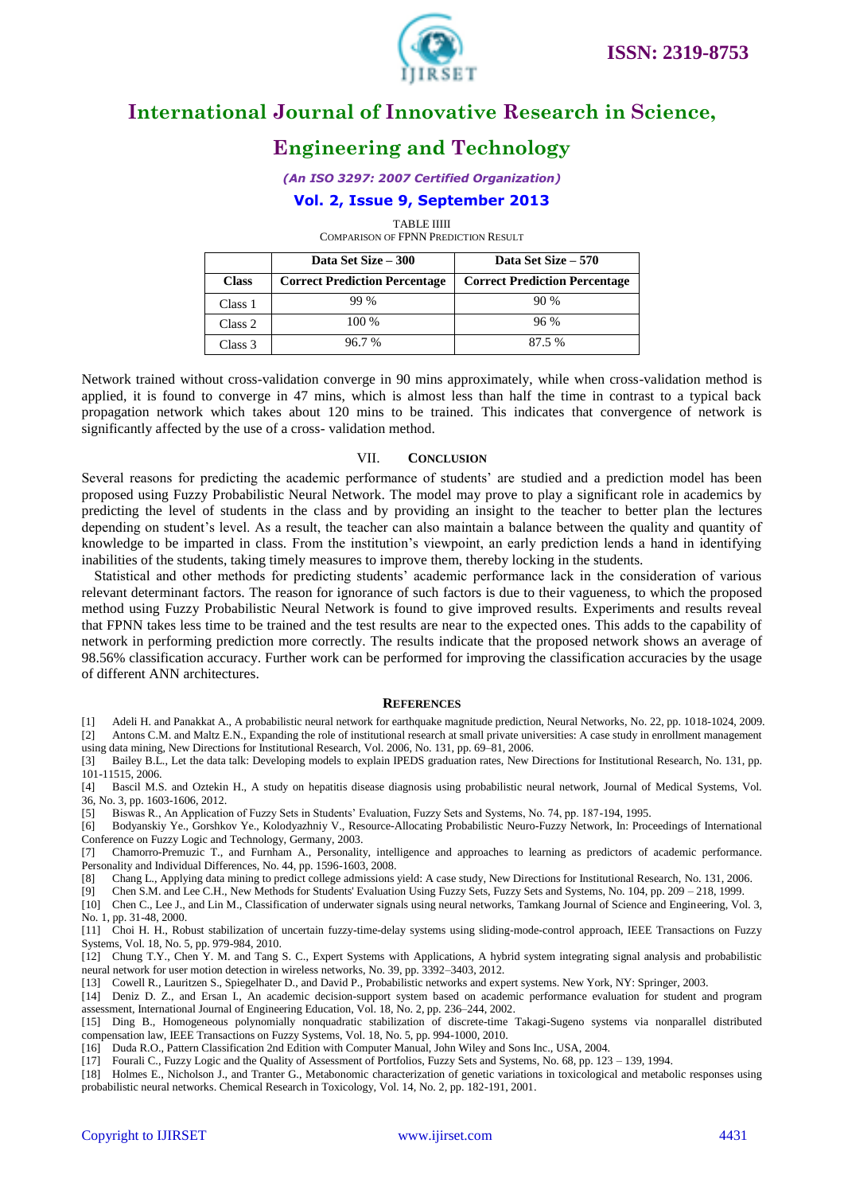TABLE IIIII

COMPARISON OF FPNN PREDICTION RESULT

| | Data Set Size – 300 | Data Set Size – 570 |
|---|---|---|
| **Class** | **Correct Prediction Percentage** | **Correct Prediction Percentage** |
| Class 1 | 99 % | 90 % |
| Class 2 | 100 % | 96 % |
| Class 3 | 96.7 % | 87.5 % |

Network trained without cross-validation converge in 90 mins approximately, while when cross-validation method is applied, it is found to converge in 47 mins, which is almost less than half the time in contrast to a typical back propagation network which takes about 120 mins to be trained. This indicates that convergence of network is significantly affected by the use of a cross- validation method.

## VII. CONCLUSION

Several reasons for predicting the academic performance of students' are studied and a prediction model has been proposed using Fuzzy Probabilistic Neural Network. The model may prove to play a significant role in academics by predicting the level of students in the class and by providing an insight to the teacher to better plan the lectures depending on student's level. As a result, the teacher can also maintain a balance between the quality and quantity of knowledge to be imparted in class. From the institution's viewpoint, an early prediction lends a hand in identifying inabilities of the students, taking timely measures to improve them, thereby locking in the students.

Statistical and other methods for predicting students' academic performance lack in the consideration of various relevant determinant factors. The reason for ignorance of such factors is due to their vagueness, to which the proposed method using Fuzzy Probabilistic Neural Network is found to give improved results. Experiments and results reveal that FPNN takes less time to be trained and the test results are near to the expected ones. This adds to the capability of network in performing prediction more correctly. The results indicate that the proposed network shows an average of 98.56% classification accuracy. Further work can be performed for improving the classification accuracies by the usage of different ANN architectures.

## REFERENCES

[1] Adeli H. and Panakkat A., A probabilistic neural network for earthquake magnitude prediction, Neural Networks, No. 22, pp. 1018-1024, 2009.

[2] Antons C.M. and Maltz E.N., Expanding the role of institutional research at small private universities: A case study in enrollment management using data mining, New Directions for Institutional Research, Vol. 2006, No. 131, pp. 69–81, 2006.

[3] Bailey B.L., Let the data talk: Developing models to explain IPEDS graduation rates, New Directions for Institutional Research, No. 131, pp. 101-11515, 2006.

[4] Bascil M.S. and Oztekin H., A study on hepatitis disease diagnosis using probabilistic neural network, Journal of Medical Systems, Vol. 36, No. 3, pp. 1603-1606, 2012.

[5] Biswas R., An Application of Fuzzy Sets in Students' Evaluation, Fuzzy Sets and Systems, No. 74, pp. 187-194, 1995.

[6] Bodyanskiy Ye., Gorshkov Ye., Kolodyazhniy V., Resource-Allocating Probabilistic Neuro-Fuzzy Network, In: Proceedings of International Conference on Fuzzy Logic and Technology, Germany, 2003.

[7] Chamorro-Premuzic T., and Furnham A., Personality, intelligence and approaches to learning as predictors of academic performance. Personality and Individual Differences, No. 44, pp. 1596-1603, 2008.

[8] Chang L., Applying data mining to predict college admissions yield: A case study, New Directions for Institutional Research, No. 131, 2006.

[9] Chen S.M. and Lee C.H., New Methods for Students' Evaluation Using Fuzzy Sets, Fuzzy Sets and Systems, No. 104, pp. 209 – 218, 1999.

[10] Chen C., Lee J., and Lin M., Classification of underwater signals using neural networks, Tamkang Journal of Science and Engineering, Vol. 3, No. 1, pp. 31-48, 2000.

[11] Choi H. H., Robust stabilization of uncertain fuzzy-time-delay systems using sliding-mode-control approach, IEEE Transactions on Fuzzy Systems, Vol. 18, No. 5, pp. 979-984, 2010.

[12] Chung T.Y., Chen Y. M. and Tang S. C., Expert Systems with Applications, A hybrid system integrating signal analysis and probabilistic neural network for user motion detection in wireless networks, No. 39, pp. 3392–3403, 2012.

[13] Cowell R., Lauritzen S., Spiegelhater D., and David P., Probabilistic networks and expert systems. New York, NY: Springer, 2003.

[14] Deniz D. Z., and Ersan I., An academic decision-support system based on academic performance evaluation for student and program assessment, International Journal of Engineering Education, Vol. 18, No. 2, pp. 236–244, 2002.

[15] Ding B., Homogeneous polynomially nonquadratic stabilization of discrete-time Takagi-Sugeno systems via nonparallel distributed compensation law, IEEE Transactions on Fuzzy Systems, Vol. 18, No. 5, pp. 994-1000, 2010.

[16] Duda R.O., Pattern Classification 2nd Edition with Computer Manual, John Wiley and Sons Inc., USA, 2004.

[17] Fourali C., Fuzzy Logic and the Quality of Assessment of Portfolios, Fuzzy Sets and Systems, No. 68, pp. 123 – 139, 1994.

[18] Holmes E., Nicholson J., and Tranter G., Metabonomic characterization of genetic variations in toxicological and metabolic responses using probabilistic neural networks. Chemical Research in Toxicology, Vol. 14, No. 2, pp. 182-191, 2001.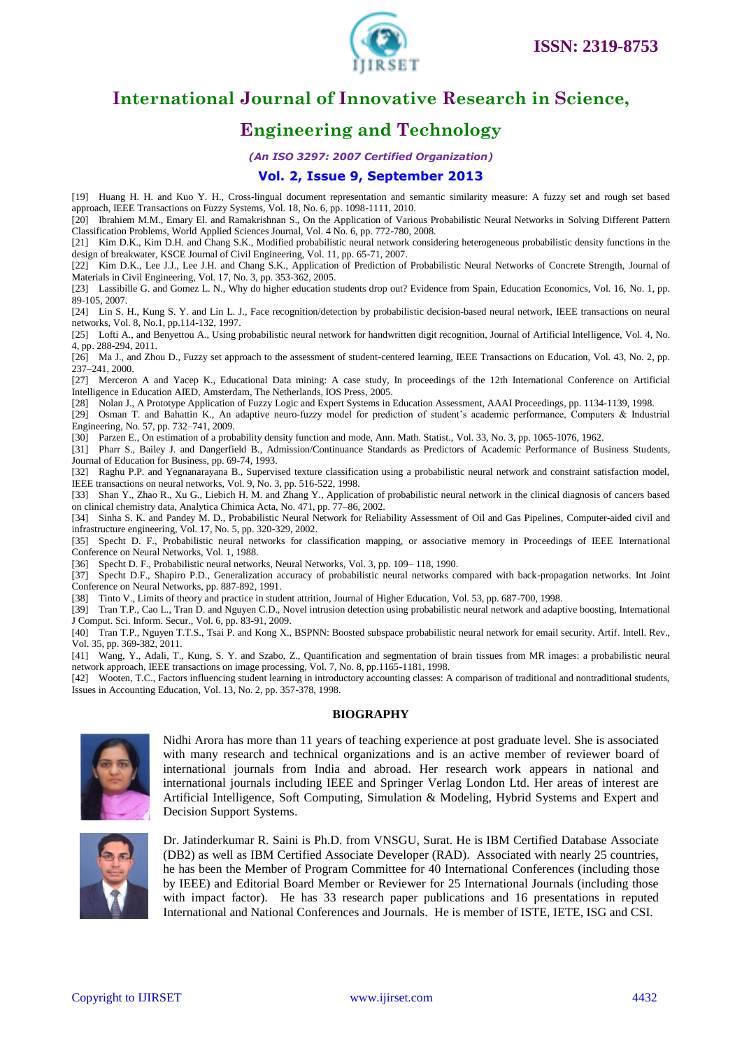[19] Huang H. H. and Kuo Y. H., Cross-lingual document representation and semantic similarity measure: A fuzzy set and rough set based approach, IEEE Transactions on Fuzzy Systems, Vol. 18, No. 6, pp. 1098-1111, 2010.

[20] Ibrahiem M.M., Emary El. and Ramakrishnan S., On the Application of Various Probabilistic Neural Networks in Solving Different Pattern Classification Problems, World Applied Sciences Journal, Vol. 4 No. 6, pp. 772-780, 2008.

[21] Kim D.K., Kim D.H. and Chang S.K., Modified probabilistic neural network considering heterogeneous probabilistic density functions in the design of breakwater, KSCE Journal of Civil Engineering, Vol. 11, pp. 65-71, 2007.

[22] Kim D.K., Lee J.J., Lee J.H. and Chang S.K., Application of Prediction of Probabilistic Neural Networks of Concrete Strength, Journal of Materials in Civil Engineering, Vol. 17, No. 3, pp. 353-362, 2005.

[23] Lassibille G. and Gomez L. N., Why do higher education students drop out? Evidence from Spain, Education Economics, Vol. 16, No. 1, pp. 89-105, 2007.

[24] Lin S. H., Kung S. Y. and Lin L. J., Face recognition/detection by probabilistic decision-based neural network, IEEE transactions on neural networks, Vol. 8, No.1, pp.114-132, 1997.

[25] Lofti A., and Benyettou A., Using probabilistic neural network for handwritten digit recognition, Journal of Artificial Intelligence, Vol. 4, No. 4, pp. 288-294, 2011.

[26] Ma J., and Zhou D., Fuzzy set approach to the assessment of student-centered learning, IEEE Transactions on Education, Vol. 43, No. 2, pp. 237–241, 2000.

[27] Merceron A and Yacep K., Educational Data mining: A case study, In proceedings of the 12th International Conference on Artificial Intelligence in Education AIED, Amsterdam, The Netherlands, IOS Press, 2005.

[28] Nolan J., A Prototype Application of Fuzzy Logic and Expert Systems in Education Assessment, AAAI Proceedings, pp. 1134-1139, 1998.

[29] Osman T. and Bahattin K., An adaptive neuro-fuzzy model for prediction of student's academic performance, Computers & Industrial Engineering, No. 57, pp. 732–741, 2009.

[30] Parzen E., On estimation of a probability density function and mode, Ann. Math. Statist., Vol. 33, No. 3, pp. 1065-1076, 1962.

[31] Pharr S., Bailey J. and Dangerfield B., Admission/Continuance Standards as Predictors of Academic Performance of Business Students, Journal of Education for Business, pp. 69-74, 1993.

[32] Raghu P.P. and Yegnanarayana B., Supervised texture classification using a probabilistic neural network and constraint satisfaction model, IEEE transactions on neural networks, Vol. 9, No. 3, pp. 516-522, 1998.

[33] Shan Y., Zhao R., Xu G., Liebich H. M. and Zhang Y., Application of probabilistic neural network in the clinical diagnosis of cancers based on clinical chemistry data, Analytica Chimica Acta, No. 471, pp. 77–86, 2002.

[34] Sinha S. K. and Pandey M. D., Probabilistic Neural Network for Reliability Assessment of Oil and Gas Pipelines, Computer-aided civil and infrastructure engineering, Vol. 17, No. 5, pp. 320-329, 2002.

[35] Specht D. F., Probabilistic neural networks for classification mapping, or associative memory in Proceedings of IEEE International Conference on Neural Networks, Vol. 1, 1988.

[36] Specht D. F., Probabilistic neural networks, Neural Networks, Vol. 3, pp. 109– 118, 1990.

[37] Specht D.F., Shapiro P.D., Generalization accuracy of probabilistic neural networks compared with back-propagation networks. Int Joint Conference on Neural Networks, pp. 887-892, 1991.

[38] Tinto V., Limits of theory and practice in student attrition, Journal of Higher Education, Vol. 53, pp. 687-700, 1998.

[39] Tran T.P., Cao L., Tran D. and Nguyen C.D., Novel intrusion detection using probabilistic neural network and adaptive boosting, International J Comput. Sci. Inform. Secur., Vol. 6, pp. 83-91, 2009.

[40] Tran T.P., Nguyen T.T.S., Tsai P. and Kong X., BSPNN: Boosted subspace probabilistic neural network for email security. Artif. Intell. Rev., Vol. 35, pp. 369-382, 2011.

[41] Wang, Y., Adali, T., Kung, S. Y. and Szabo, Z., Quantification and segmentation of brain tissues from MR images: a probabilistic neural network approach, IEEE transactions on image processing, Vol. 7, No. 8, pp.1165-1181, 1998.

[42] Wooten, T.C., Factors influencing student learning in introductory accounting classes: A comparison of traditional and nontraditional students, Issues in Accounting Education, Vol. 13, No. 2, pp. 357-378, 1998.

## BIOGRAPHY

Nidhi Arora has more than 11 years of teaching experience at post graduate level. She is associated with many research and technical organizations and is an active member of reviewer board of international journals from India and abroad. Her research work appears in national and international journals including IEEE and Springer Verlag London Ltd. Her areas of interest are Artificial Intelligence, Soft Computing, Simulation & Modeling, Hybrid Systems and Expert and Decision Support Systems.

Dr. Jatinderkumar R. Saini is Ph.D. from VNSGU, Surat. He is IBM Certified Database Associate (DB2) as well as IBM Certified Associate Developer (RAD). Associated with nearly 25 countries, he has been the Member of Program Committee for 40 International Conferences (including those by IEEE) and Editorial Board Member or Reviewer for 25 International Journals (including those with impact factor). He has 33 research paper publications and 16 presentations in reputed International and National Conferences and Journals. He is member of ISTE, IETE, ISG and CSI.